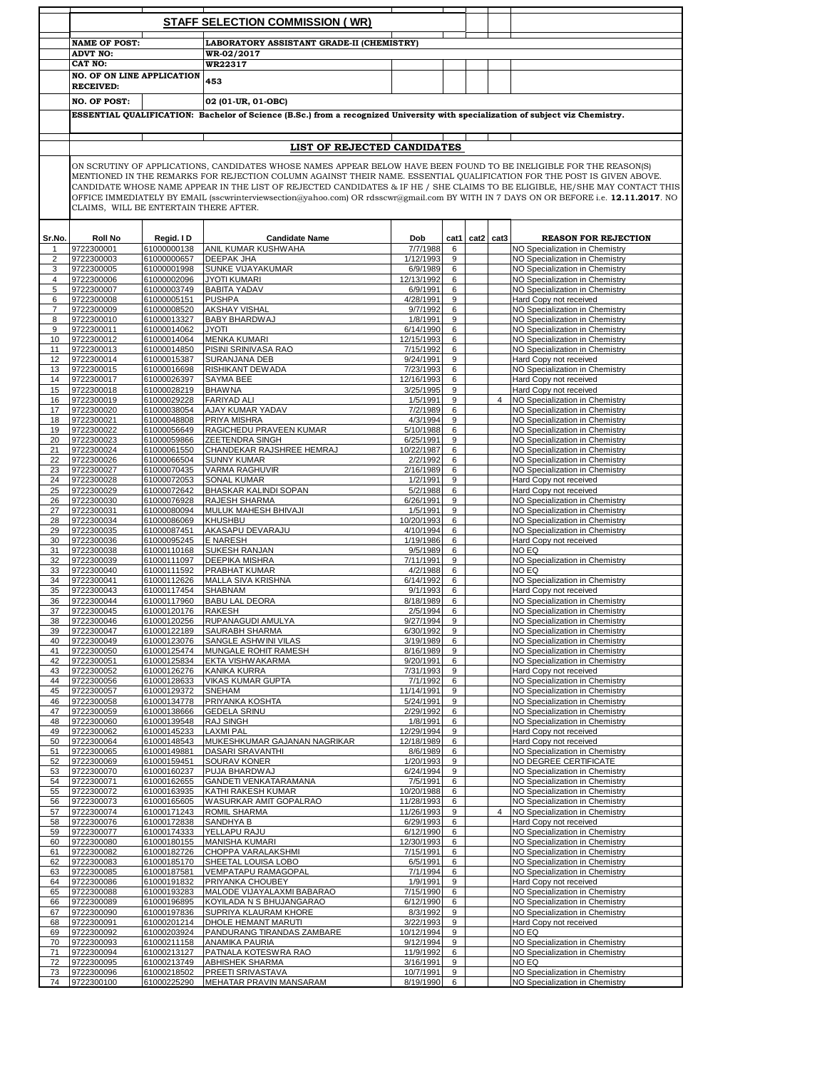## STAFF SELECTION COMMISSION ( WR)

| | |
|---|---|
| **NAME OF POST:** | **LABORATORY ASSISTANT GRADE-II (CHEMISTRY)** |
| **ADVT NO:** | **WR-02/2017** |
| **CAT NO:** | **WR22317** |
| **NO. OF ON LINE APPLICATION RECEIVED:** | **453** |
| **NO. OF POST:** | **02 (01-UR, 01-OBC)** |

**ESSENTIAL QUALIFICATION: Bachelor of Science (B.Sc.) from a recognized University with specialization of subject viz Chemistry.**

### LIST OF REJECTED CANDIDATES

ON SCRUTINY OF APPLICATIONS, CANDIDATES WHOSE NAMES APPEAR BELOW HAVE BEEN FOUND TO BE INELIGIBLE FOR THE REASON(S) MENTIONED IN THE REMARKS FOR REJECTION COLUMN AGAINST THEIR NAME. ESSENTIAL QUALIFICATION FOR THE POST IS GIVEN ABOVE. CANDIDATE WHOSE NAME APPEAR IN THE LIST OF REJECTED CANDIDATES & IF HE / SHE CLAIMS TO BE ELIGIBLE, HE/SHE MAY CONTACT THIS OFFICE IMMEDIATELY BY EMAIL (sscwrinterviewsection@yahoo.com) OR rdsscwr@gmail.com BY WITH IN 7 DAYS ON OR BEFORE i.e. **12.11.2017**. NO CLAIMS, WILL BE ENTERTAIN THERE AFTER.

| Sr.No. | Roll No | Regid. I D | Candidate Name | Dob | cat1 | cat2 | cat3 | REASON FOR REJECTION |
|---|---|---|---|---|---|---|---|---|
| 1 | 9722300001 | 61000000138 | ANIL KUMAR KUSHWAHA | 7/7/1988 | 6 | | | NO Specialization in Chemistry |
| 2 | 9722300003 | 61000000657 | DEEPAK JHA | 1/12/1993 | 9 | | | NO Specialization in Chemistry |
| 3 | 9722300005 | 61000001998 | SUNKE VIJAYAKUMAR | 6/9/1989 | 6 | | | NO Specialization in Chemistry |
| 4 | 9722300006 | 61000002096 | JYOTI KUMARI | 12/13/1992 | 6 | | | NO Specialization in Chemistry |
| 5 | 9722300007 | 61000003749 | BABITA YADAV | 6/9/1991 | 6 | | | NO Specialization in Chemistry |
| 6 | 9722300008 | 61000005151 | PUSHPA | 4/28/1991 | 9 | | | Hard Copy not received |
| 7 | 9722300009 | 61000008520 | AKSHAY VISHAL | 9/7/1992 | 6 | | | NO Specialization in Chemistry |
| 8 | 9722300010 | 61000013327 | BABY BHARDWAJ | 1/8/1991 | 9 | | | NO Specialization in Chemistry |
| 9 | 9722300011 | 61000014062 | JYOTI | 6/14/1990 | 6 | | | NO Specialization in Chemistry |
| 10 | 9722300012 | 61000014064 | MENKA KUMARI | 12/15/1993 | 6 | | | NO Specialization in Chemistry |
| 11 | 9722300013 | 61000014850 | PISINI SRINIVASA RAO | 7/15/1992 | 6 | | | NO Specialization in Chemistry |
| 12 | 9722300014 | 61000015387 | SURANJANA DEB | 9/24/1991 | 9 | | | Hard Copy not received |
| 13 | 9722300015 | 61000016698 | RISHIKANT DEWADA | 7/23/1993 | 6 | | | NO Specialization in Chemistry |
| 14 | 9722300017 | 61000026397 | SAYMA BEE | 12/16/1993 | 6 | | | Hard Copy not received |
| 15 | 9722300018 | 61000028219 | BHAWNA | 3/25/1995 | 9 | | | Hard Copy not received |
| 16 | 9722300019 | 61000029228 | FARIYAD ALI | 1/5/1991 | 9 | | 4 | NO Specialization in Chemistry |
| 17 | 9722300020 | 61000038054 | AJAY KUMAR YADAV | 7/2/1989 | 6 | | | NO Specialization in Chemistry |
| 18 | 9722300021 | 61000048808 | PRIYA MISHRA | 4/3/1994 | 9 | | | NO Specialization in Chemistry |
| 19 | 9722300022 | 61000056649 | RAGICHEDU PRAVEEN KUMAR | 5/10/1988 | 6 | | | NO Specialization in Chemistry |
| 20 | 9722300023 | 61000059866 | ZEETENDRA SINGH | 6/25/1991 | 9 | | | NO Specialization in Chemistry |
| 21 | 9722300024 | 61000061550 | CHANDEKAR RAJSHREE HEMRAJ | 10/22/1987 | 6 | | | NO Specialization in Chemistry |
| 22 | 9722300026 | 61000066504 | SUNNY KUMAR | 2/2/1992 | 6 | | | NO Specialization in Chemistry |
| 23 | 9722300027 | 61000070435 | VARMA RAGHUVIR | 2/16/1989 | 6 | | | NO Specialization in Chemistry |
| 24 | 9722300028 | 61000072053 | SONAL KUMAR | 1/2/1991 | 9 | | | Hard Copy not received |
| 25 | 9722300029 | 61000072642 | BHASKAR KALINDI SOPAN | 5/2/1988 | 6 | | | Hard Copy not received |
| 26 | 9722300030 | 61000076928 | RAJESH SHARMA | 6/26/1991 | 9 | | | NO Specialization in Chemistry |
| 27 | 9722300031 | 61000080094 | MULUK MAHESH BHIVAJI | 1/5/1991 | 9 | | | NO Specialization in Chemistry |
| 28 | 9722300034 | 61000086069 | KHUSHBU | 10/20/1993 | 6 | | | NO Specialization in Chemistry |
| 29 | 9722300035 | 61000087451 | AKASAPU DEVARAJU | 4/10/1994 | 6 | | | NO Specialization in Chemistry |
| 30 | 9722300036 | 61000095245 | E NARESH | 1/19/1986 | 6 | | | Hard Copy not received |
| 31 | 9722300038 | 61000110168 | SUKESH RANJAN | 9/5/1989 | 6 | | | NO EQ |
| 32 | 9722300039 | 61000111097 | DEEPIKA MISHRA | 7/11/1991 | 9 | | | NO Specialization in Chemistry |
| 33 | 9722300040 | 61000111592 | PRABHAT KUMAR | 4/2/1988 | 6 | | | NO EQ |
| 34 | 9722300041 | 61000112626 | MALLA SIVA KRISHNA | 6/14/1992 | 6 | | | NO Specialization in Chemistry |
| 35 | 9722300043 | 61000117454 | SHABNAM | 9/1/1993 | 6 | | | Hard Copy not received |
| 36 | 9722300044 | 61000117960 | BABU LAL DEORA | 8/18/1989 | 6 | | | NO Specialization in Chemistry |
| 37 | 9722300045 | 61000120176 | RAKESH | 2/5/1994 | 6 | | | NO Specialization in Chemistry |
| 38 | 9722300046 | 61000120256 | RUPANAGUDI AMULYA | 9/27/1994 | 9 | | | NO Specialization in Chemistry |
| 39 | 9722300047 | 61000122189 | SAURABH SHARMA | 6/30/1992 | 9 | | | NO Specialization in Chemistry |
| 40 | 9722300049 | 61000123076 | SANGLE ASHWINI VILAS | 3/19/1989 | 6 | | | NO Specialization in Chemistry |
| 41 | 9722300050 | 61000125474 | MUNGALE ROHIT RAMESH | 8/16/1989 | 9 | | | NO Specialization in Chemistry |
| 42 | 9722300051 | 61000125834 | EKTA VISHWAKARMA | 9/20/1991 | 6 | | | NO Specialization in Chemistry |
| 43 | 9722300052 | 61000126276 | KANIKA KURRA | 7/31/1993 | 9 | | | Hard Copy not received |
| 44 | 9722300056 | 61000128633 | VIKAS KUMAR GUPTA | 7/1/1992 | 6 | | | NO Specialization in Chemistry |
| 45 | 9722300057 | 61000129372 | SNEHAM | 11/14/1991 | 9 | | | NO Specialization in Chemistry |
| 46 | 9722300058 | 61000134778 | PRIYANKA KOSHTA | 5/24/1991 | 9 | | | NO Specialization in Chemistry |
| 47 | 9722300059 | 61000138666 | GEDELA SRINU | 2/29/1992 | 6 | | | NO Specialization in Chemistry |
| 48 | 9722300060 | 61000139548 | RAJ SINGH | 1/8/1991 | 6 | | | NO Specialization in Chemistry |
| 49 | 9722300062 | 61000145233 | LAXMI PAL | 12/29/1994 | 9 | | | Hard Copy not received |
| 50 | 9722300064 | 61000148543 | MUKESHKUMAR GAJANAN NAGRIKAR | 12/18/1989 | 6 | | | Hard Copy not received |
| 51 | 9722300065 | 61000149881 | DASARI SRAVANTHI | 8/6/1989 | 6 | | | NO Specialization in Chemistry |
| 52 | 9722300069 | 61000159451 | SOURAV KONER | 1/20/1993 | 9 | | | NO DEGREE CERTIFICATE |
| 53 | 9722300070 | 61000160237 | PUJA BHARDWAJ | 6/24/1994 | 9 | | | NO Specialization in Chemistry |
| 54 | 9722300071 | 61000162655 | GANDETI VENKATARAMANA | 7/5/1991 | 6 | | | NO Specialization in Chemistry |
| 55 | 9722300072 | 61000163935 | KATHI RAKESH KUMAR | 10/20/1988 | 6 | | | NO Specialization in Chemistry |
| 56 | 9722300073 | 61000165605 | WASURKAR AMIT GOPALRAO | 11/28/1993 | 6 | | | NO Specialization in Chemistry |
| 57 | 9722300074 | 61000171243 | ROMIL SHARMA | 11/26/1993 | 9 | | 4 | NO Specialization in Chemistry |
| 58 | 9722300076 | 61000172838 | SANDHYA B | 6/29/1993 | 6 | | | Hard Copy not received |
| 59 | 9722300077 | 61000174333 | YELLAPU RAJU | 6/12/1990 | 6 | | | NO Specialization in Chemistry |
| 60 | 9722300080 | 61000180155 | MANISHA KUMARI | 12/30/1993 | 6 | | | NO Specialization in Chemistry |
| 61 | 9722300082 | 61000182726 | CHOPPA VARALAKSHMI | 7/15/1991 | 6 | | | NO Specialization in Chemistry |
| 62 | 9722300083 | 61000185170 | SHEETAL LOUISA LOBO | 6/5/1991 | 6 | | | NO Specialization in Chemistry |
| 63 | 9722300085 | 61000187581 | VEMPATAPU RAMAGOPAL | 7/1/1994 | 6 | | | NO Specialization in Chemistry |
| 64 | 9722300086 | 61000191832 | PRIYANKA CHOUBEY | 1/9/1991 | 9 | | | Hard Copy not received |
| 65 | 9722300088 | 61000193283 | MALODE VIJAYALAXMI BABARAO | 7/15/1990 | 6 | | | NO Specialization in Chemistry |
| 66 | 9722300089 | 61000196895 | KOYILADA N S BHUJANGARAO | 6/12/1990 | 6 | | | NO Specialization in Chemistry |
| 67 | 9722300090 | 61000197836 | SUPRIYA KLAURAM KHORE | 8/3/1992 | 9 | | | NO Specialization in Chemistry |
| 68 | 9722300091 | 61000201214 | DHOLE HEMANT MARUTI | 3/22/1993 | 9 | | | Hard Copy not received |
| 69 | 9722300092 | 61000203924 | PANDURANG TIRANDAS ZAMBARE | 10/12/1994 | 9 | | | NO EQ |
| 70 | 9722300093 | 61000211158 | ANAMIKA PAURIA | 9/12/1994 | 9 | | | NO Specialization in Chemistry |
| 71 | 9722300094 | 61000213127 | PATNALA KOTESWRA RAO | 11/9/1992 | 6 | | | NO Specialization in Chemistry |
| 72 | 9722300095 | 61000213749 | ABHISHEK SHARMA | 3/16/1991 | 9 | | | NO EQ |
| 73 | 9722300096 | 61000218502 | PREETI SRIVASTAVA | 10/7/1991 | 9 | | | NO Specialization in Chemistry |
| 74 | 9722300100 | 61000225290 | MEHATAR PRAVIN MANSARAM | 8/19/1990 | 6 | | | NO Specialization in Chemistry |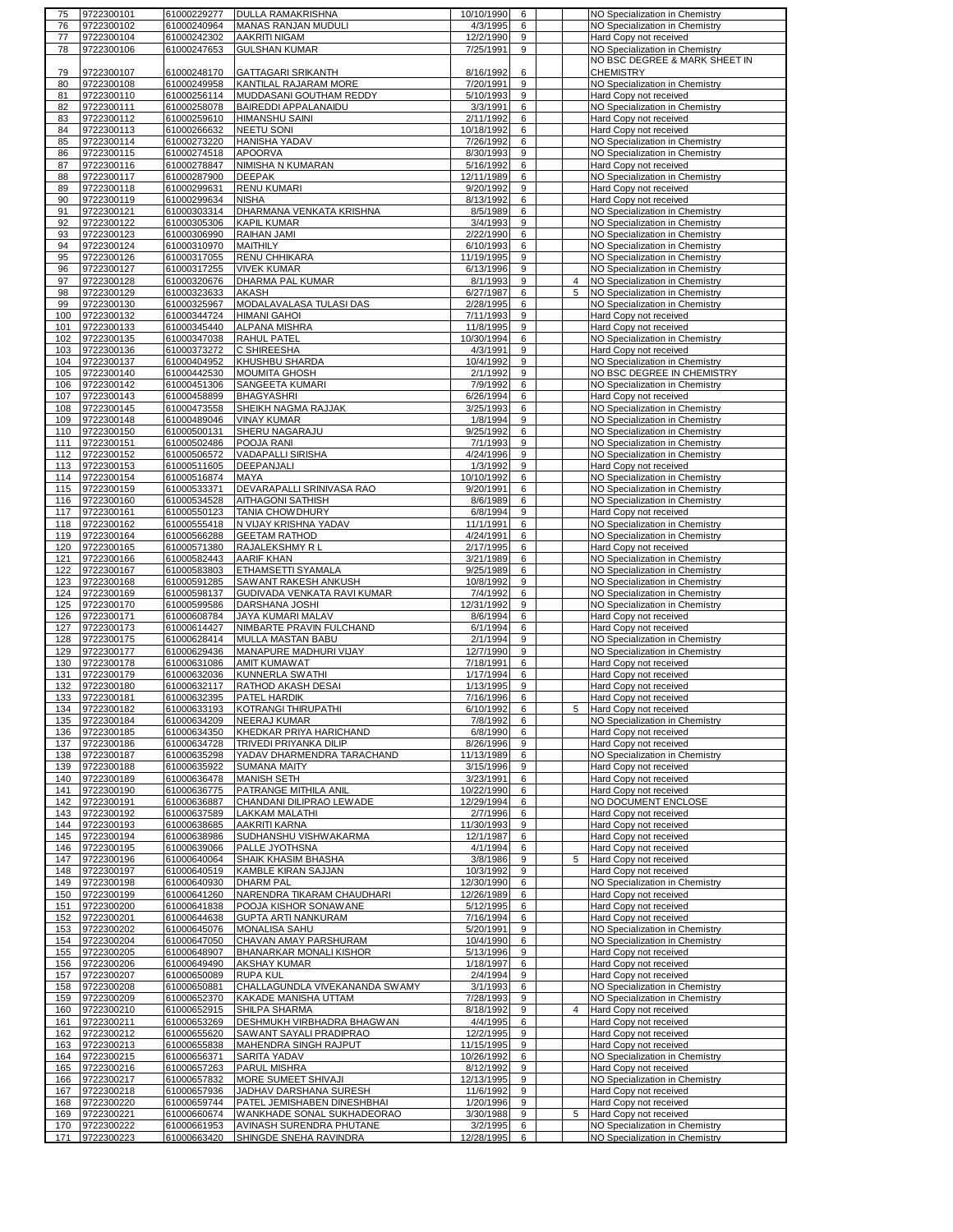| 75 | 9722300101 | 61000229277 | DULLA RAMAKRISHNA | 10/10/1990 | 6 | | NO Specialization in Chemistry |
|---|---|---|---|---|---|---|---|
| 76 | 9722300102 | 61000240964 | MANAS RANJAN MUDULI | 4/3/1995 | 6 | | NO Specialization in Chemistry |
| 77 | 9722300104 | 61000242302 | AAKRITI NIGAM | 12/2/1990 | 9 | | Hard Copy not received |
| 78 | 9722300106 | 61000247653 | GULSHAN KUMAR | 7/25/1991 | 9 | | NO Specialization in Chemistry |
| 79 | 9722300107 | 61000248170 | GATTAGARI SRIKANTH | 8/16/1992 | 6 | | NO BSC DEGREE & MARK SHEET IN CHEMISTRY |
| 80 | 9722300108 | 61000249958 | KANTILAL RAJARAM MORE | 7/20/1991 | 9 | | NO Specialization in Chemistry |
| 81 | 9722300110 | 61000256114 | MUDDASANI GOUTHAM REDDY | 5/10/1993 | 9 | | Hard Copy not received |
| 82 | 9722300111 | 61000258078 | BAIREDDI APPALANAIDU | 3/3/1991 | 6 | | NO Specialization in Chemistry |
| 83 | 9722300112 | 61000259610 | HIMANSHU SAINI | 2/11/1992 | 6 | | Hard Copy not received |
| 84 | 9722300113 | 61000266632 | NEETU SONI | 10/18/1992 | 6 | | Hard Copy not received |
| 85 | 9722300114 | 61000273220 | HANISHA YADAV | 7/26/1992 | 6 | | NO Specialization in Chemistry |
| 86 | 9722300115 | 61000274518 | APOORVA | 8/30/1993 | 9 | | NO Specialization in Chemistry |
| 87 | 9722300116 | 61000278847 | NIMISHA N KUMARAN | 5/16/1992 | 6 | | Hard Copy not received |
| 88 | 9722300117 | 61000287900 | DEEPAK | 12/11/1989 | 6 | | NO Specialization in Chemistry |
| 89 | 9722300118 | 61000299631 | RENU KUMARI | 9/20/1992 | 9 | | Hard Copy not received |
| 90 | 9722300119 | 61000299634 | NISHA | 8/13/1992 | 6 | | Hard Copy not received |
| 91 | 9722300121 | 61000303314 | DHARMANA VENKATA KRISHNA | 8/5/1989 | 6 | | NO Specialization in Chemistry |
| 92 | 9722300122 | 61000305306 | KAPIL KUMAR | 3/4/1993 | 9 | | NO Specialization in Chemistry |
| 93 | 9722300123 | 61000306990 | RAIHAN JAMI | 2/22/1990 | 6 | | NO Specialization in Chemistry |
| 94 | 9722300124 | 61000310970 | MAITHILY | 6/10/1993 | 6 | | NO Specialization in Chemistry |
| 95 | 9722300126 | 61000317055 | RENU CHHIKARA | 11/19/1995 | 9 | | NO Specialization in Chemistry |
| 96 | 9722300127 | 61000317255 | VIVEK KUMAR | 6/13/1996 | 9 | | NO Specialization in Chemistry |
| 97 | 9722300128 | 61000320676 | DHARMA PAL KUMAR | 8/1/1993 | 9 | 4 | NO Specialization in Chemistry |
| 98 | 9722300129 | 61000323633 | AKASH | 6/27/1987 | 6 | 5 | NO Specialization in Chemistry |
| 99 | 9722300130 | 61000325967 | MODALAVALASA TULASI DAS | 2/28/1995 | 6 | | NO Specialization in Chemistry |
| 100 | 9722300132 | 61000344724 | HIMANI GAHOI | 7/11/1993 | 9 | | Hard Copy not received |
| 101 | 9722300133 | 61000345440 | ALPANA MISHRA | 11/8/1995 | 9 | | Hard Copy not received |
| 102 | 9722300135 | 61000347038 | RAHUL PATEL | 10/30/1994 | 6 | | NO Specialization in Chemistry |
| 103 | 9722300136 | 61000373272 | C SHIREESHA | 4/3/1991 | 9 | | Hard Copy not received |
| 104 | 9722300137 | 61000404952 | KHUSHBU SHARDA | 10/4/1992 | 9 | | NO Specialization in Chemistry |
| 105 | 9722300140 | 61000442530 | MOUMITA GHOSH | 2/1/1992 | 9 | | NO BSC DEGREE IN CHEMISTRY |
| 106 | 9722300142 | 61000451306 | SANGEETA KUMARI | 7/9/1992 | 6 | | NO Specialization in Chemistry |
| 107 | 9722300143 | 61000458899 | BHAGYASHRI | 6/26/1994 | 6 | | Hard Copy not received |
| 108 | 9722300145 | 61000473558 | SHEIKH NAGMA RAJJAK | 3/25/1993 | 6 | | NO Specialization in Chemistry |
| 109 | 9722300148 | 61000489046 | VINAY KUMAR | 1/8/1994 | 9 | | NO Specialization in Chemistry |
| 110 | 9722300150 | 61000500131 | SHERU NAGARAJU | 9/25/1992 | 6 | | NO Specialization in Chemistry |
| 111 | 9722300151 | 61000502486 | POOJA RANI | 7/1/1993 | 9 | | NO Specialization in Chemistry |
| 112 | 9722300152 | 61000506572 | VADAPALLI SIRISHA | 4/24/1996 | 9 | | NO Specialization in Chemistry |
| 113 | 9722300153 | 61000511605 | DEEPANJALI | 1/3/1992 | 9 | | Hard Copy not received |
| 114 | 9722300154 | 61000516874 | MAYA | 10/10/1992 | 6 | | NO Specialization in Chemistry |
| 115 | 9722300159 | 61000533371 | DEVARAPALLI SRINIVASA RAO | 9/20/1991 | 6 | | NO Specialization in Chemistry |
| 116 | 9722300160 | 61000534528 | AITHAGONI SATHISH | 8/6/1989 | 6 | | NO Specialization in Chemistry |
| 117 | 9722300161 | 61000550123 | TANIA CHOWDHURY | 6/8/1994 | 9 | | Hard Copy not received |
| 118 | 9722300162 | 61000555418 | N VIJAY KRISHNA YADAV | 11/1/1991 | 6 | | NO Specialization in Chemistry |
| 119 | 9722300164 | 61000566288 | GEETAM RATHOD | 4/24/1991 | 6 | | NO Specialization in Chemistry |
| 120 | 9722300165 | 61000571380 | RAJALEKSHMY R L | 2/17/1995 | 6 | | Hard Copy not received |
| 121 | 9722300166 | 61000582443 | AARIF KHAN | 3/21/1989 | 6 | | NO Specialization in Chemistry |
| 122 | 9722300167 | 61000583803 | ETHAMSETTI SYAMALA | 9/25/1989 | 6 | | NO Specialization in Chemistry |
| 123 | 9722300168 | 61000591285 | SAWANT RAKESH ANKUSH | 10/8/1992 | 9 | | NO Specialization in Chemistry |
| 124 | 9722300169 | 61000598137 | GUDIVADA VENKATA RAVI KUMAR | 7/4/1992 | 6 | | NO Specialization in Chemistry |
| 125 | 9722300170 | 61000599586 | DARSHANA JOSHI | 12/31/1992 | 9 | | NO Specialization in Chemistry |
| 126 | 9722300171 | 61000608784 | JAYA KUMARI MALAV | 8/6/1994 | 6 | | Hard Copy not received |
| 127 | 9722300173 | 61000614427 | NIMBARTE PRAVIN FULCHAND | 6/1/1994 | 6 | | Hard Copy not received |
| 128 | 9722300175 | 61000628414 | MULLA MASTAN BABU | 2/1/1994 | 9 | | NO Specialization in Chemistry |
| 129 | 9722300177 | 61000629436 | MANAPURE MADHURI VIJAY | 12/7/1990 | 9 | | NO Specialization in Chemistry |
| 130 | 9722300178 | 61000631086 | AMIT KUMAWAT | 7/18/1991 | 6 | | Hard Copy not received |
| 131 | 9722300179 | 61000632036 | KUNNERLA SWATHI | 1/17/1994 | 6 | | Hard Copy not received |
| 132 | 9722300180 | 61000632117 | RATHOD AKASH DESAI | 1/13/1995 | 9 | | Hard Copy not received |
| 133 | 9722300181 | 61000632395 | PATEL HARDIK | 7/16/1996 | 6 | | Hard Copy not received |
| 134 | 9722300182 | 61000633193 | KOTRANGI THIRUPATHI | 6/10/1992 | 6 | 5 | Hard Copy not received |
| 135 | 9722300184 | 61000634209 | NEERAJ KUMAR | 7/8/1992 | 6 | | NO Specialization in Chemistry |
| 136 | 9722300185 | 61000634350 | KHEDKAR PRIYA HARICHAND | 6/8/1990 | 6 | | Hard Copy not received |
| 137 | 9722300186 | 61000634728 | TRIVEDI PRIYANKA DILIP | 8/26/1996 | 9 | | Hard Copy not received |
| 138 | 9722300187 | 61000635298 | YADAV DHARMENDRA TARACHAND | 11/13/1989 | 6 | | NO Specialization in Chemistry |
| 139 | 9722300188 | 61000635922 | SUMANA MAITY | 3/15/1996 | 9 | | Hard Copy not received |
| 140 | 9722300189 | 61000636478 | MANISH SETH | 3/23/1991 | 6 | | Hard Copy not received |
| 141 | 9722300190 | 61000636775 | PATRANGE MITHILA ANIL | 10/22/1990 | 6 | | Hard Copy not received |
| 142 | 9722300191 | 61000636887 | CHANDANI DILIPRAO LEWADE | 12/29/1994 | 6 | | NO DOCUMENT ENCLOSE |
| 143 | 9722300192 | 61000637589 | LAKKAM MALATHI | 2/7/1996 | 6 | | Hard Copy not received |
| 144 | 9722300193 | 61000638685 | AAKRITI KARNA | 11/30/1993 | 9 | | Hard Copy not received |
| 145 | 9722300194 | 61000638986 | SUDHANSHU VISHWAKARMA | 12/1/1987 | 6 | | Hard Copy not received |
| 146 | 9722300195 | 61000639066 | PALLE JYOTHSNA | 4/1/1994 | 6 | | Hard Copy not received |
| 147 | 9722300196 | 61000640064 | SHAIK KHASIM BHASHA | 3/8/1986 | 9 | 5 | Hard Copy not received |
| 148 | 9722300197 | 61000640519 | KAMBLE KIRAN SAJJAN | 10/3/1992 | 9 | | Hard Copy not received |
| 149 | 9722300198 | 61000640930 | DHARM PAL | 12/30/1990 | 6 | | NO Specialization in Chemistry |
| 150 | 9722300199 | 61000641260 | NARENDRA TIKARAM CHAUDHARI | 12/26/1989 | 6 | | Hard Copy not received |
| 151 | 9722300200 | 61000641838 | POOJA KISHOR SONAWANE | 5/12/1995 | 6 | | Hard Copy not received |
| 152 | 9722300201 | 61000644638 | GUPTA ARTI NANKURAM | 7/16/1994 | 6 | | Hard Copy not received |
| 153 | 9722300202 | 61000645076 | MONALISA SAHU | 5/20/1991 | 9 | | NO Specialization in Chemistry |
| 154 | 9722300204 | 61000647050 | CHAVAN AMAY PARSHURAM | 10/4/1990 | 6 | | NO Specialization in Chemistry |
| 155 | 9722300205 | 61000648907 | BHANARKAR MONALI KISHOR | 5/13/1996 | 9 | | Hard Copy not received |
| 156 | 9722300206 | 61000649490 | AKSHAY KUMAR | 1/18/1997 | 6 | | Hard Copy not received |
| 157 | 9722300207 | 61000650089 | RUPA KUL | 2/4/1994 | 9 | | Hard Copy not received |
| 158 | 9722300208 | 61000650881 | CHALLAGUNDLA VIVEKANANDA SWAMY | 3/1/1993 | 6 | | NO Specialization in Chemistry |
| 159 | 9722300209 | 61000652370 | KAKADE MANISHA UTTAM | 7/28/1993 | 9 | | NO Specialization in Chemistry |
| 160 | 9722300210 | 61000652915 | SHILPA SHARMA | 8/18/1992 | 9 | 4 | Hard Copy not received |
| 161 | 9722300211 | 61000653269 | DESHMUKH VIRBHADRA BHAGWAN | 4/4/1995 | 6 | | Hard Copy not received |
| 162 | 9722300212 | 61000655620 | SAWANT SAYALI PRADIPRAO | 12/2/1995 | 9 | | Hard Copy not received |
| 163 | 9722300213 | 61000655838 | MAHENDRA SINGH RAJPUT | 11/15/1995 | 9 | | Hard Copy not received |
| 164 | 9722300215 | 61000656371 | SARITA YADAV | 10/26/1992 | 6 | | NO Specialization in Chemistry |
| 165 | 9722300216 | 61000657263 | PARUL MISHRA | 8/12/1992 | 9 | | Hard Copy not received |
| 166 | 9722300217 | 61000657832 | MORE SUMEET SHIVAJI | 12/13/1995 | 9 | | NO Specialization in Chemistry |
| 167 | 9722300218 | 61000657936 | JADHAV DARSHANA SURESH | 11/6/1992 | 9 | | Hard Copy not received |
| 168 | 9722300220 | 61000659744 | PATEL JEMISHABEN DINESHBHAI | 1/20/1996 | 9 | | Hard Copy not received |
| 169 | 9722300221 | 61000660674 | WANKHADE SONAL SUKHADEORAO | 3/30/1988 | 9 | 5 | Hard Copy not received |
| 170 | 9722300222 | 61000661953 | AVINASH SURENDRA PHUTANE | 3/2/1995 | 6 | | NO Specialization in Chemistry |
| 171 | 9722300223 | 61000663420 | SHINGDE SNEHA RAVINDRA | 12/28/1995 | 6 | | NO Specialization in Chemistry |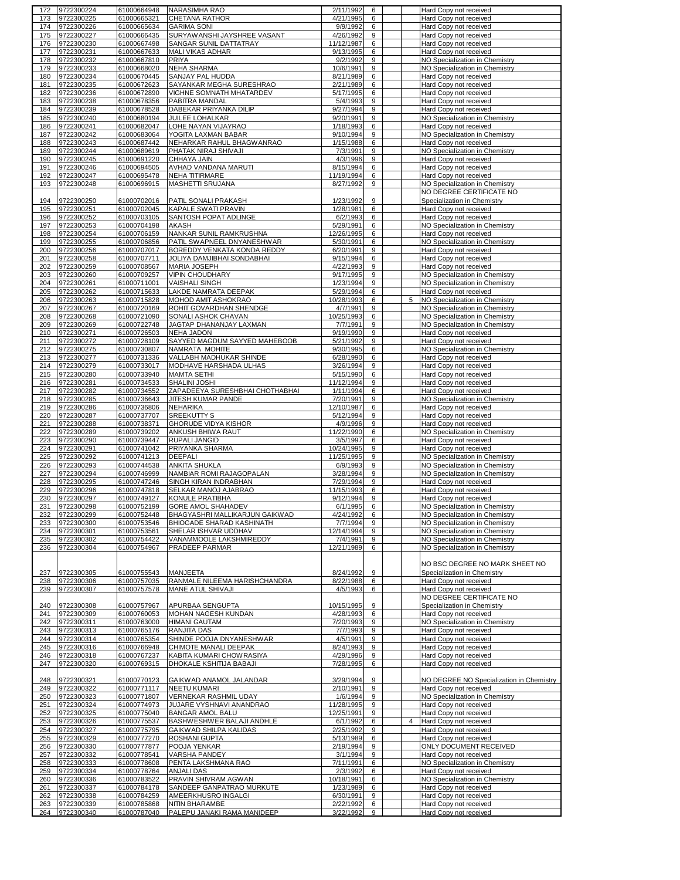| 172 | 9722300224 | 61000664948 | NARASIMHA RAO | 2/11/1992 | 6 | | | Hard Copy not received |
|---|---|---|---|---|---|---|---|---|
| 173 | 9722300225 | 61000665321 | CHETANA RATHOR | 4/21/1995 | 6 | | | Hard Copy not received |
| 174 | 9722300226 | 61000665634 | GARIMA SONI | 9/9/1992 | 6 | | | Hard Copy not received |
| 175 | 9722300227 | 61000666435 | SURYAWANSHI JAYSHREE VASANT | 4/26/1992 | 9 | | | Hard Copy not received |
| 176 | 9722300230 | 61000667498 | SANGAR SUNIL DATTATRAY | 11/12/1987 | 6 | | | Hard Copy not received |
| 177 | 9722300231 | 61000667633 | MALI VIKAS ADHAR | 9/13/1995 | 6 | | | Hard Copy not received |
| 178 | 9722300232 | 61000667810 | PRIYA | 9/2/1992 | 9 | | | NO Specialization in Chemistry |
| 179 | 9722300233 | 61000668020 | NEHA SHARMA | 10/6/1991 | 9 | | | NO Specialization in Chemistry |
| 180 | 9722300234 | 61000670445 | SANJAY PAL HUDDA | 8/21/1989 | 6 | | | Hard Copy not received |
| 181 | 9722300235 | 61000672623 | SAYANKAR MEGHA SURESHRAO | 2/21/1989 | 6 | | | Hard Copy not received |
| 182 | 9722300236 | 61000672890 | VIGHNE SOMNATH MHATARDEV | 5/17/1995 | 6 | | | Hard Copy not received |
| 183 | 9722300238 | 61000678356 | PABITRA MANDAL | 5/4/1993 | 9 | | | Hard Copy not received |
| 184 | 9722300239 | 61000678528 | DABEKAR PRIYANKA DILIP | 9/27/1994 | 9 | | | Hard Copy not received |
| 185 | 9722300240 | 61000680194 | JUILEE LOHALKAR | 9/20/1991 | 9 | | | NO Specialization in Chemistry |
| 186 | 9722300241 | 61000682047 | LOHE NAYAN VIJAYRAO | 1/18/1993 | 6 | | | Hard Copy not received |
| 187 | 9722300242 | 61000683064 | YOGITA LAXMAN BABAR | 9/10/1994 | 9 | | | NO Specialization in Chemistry |
| 188 | 9722300243 | 61000687442 | NEHARKAR RAHUL BHAGWANRAO | 1/15/1988 | 6 | | | Hard Copy not received |
| 189 | 9722300244 | 61000689619 | PHATAK NIRAJ SHIVAJI | 7/3/1991 | 9 | | | NO Specialization in Chemistry |
| 190 | 9722300245 | 61000691220 | CHHAYA JAIN | 4/3/1996 | 9 | | | Hard Copy not received |
| 191 | 9722300246 | 61000694505 | AVHAD VANDANA MARUTI | 8/15/1994 | 6 | | | Hard Copy not received |
| 192 | 9722300247 | 61000695478 | NEHA TITIRMARE | 11/19/1994 | 6 | | | Hard Copy not received |
| 193 | 9722300248 | 61000696915 | MASHETTI SRUJANA | 8/27/1992 | 9 | | | NO Specialization in Chemistry |
| 194 | 9722300250 | 61000702016 | PATIL SONALI PRAKASH | 1/23/1992 | 9 | | | NO DEGREE CERTIFICATE NO Specialization in Chemistry |
| 195 | 9722300251 | 61000702045 | KAPALE SWATI PRAVIN | 1/28/1981 | 6 | | | Hard Copy not received |
| 196 | 9722300252 | 61000703105 | SANTOSH POPAT ADLINGE | 6/2/1993 | 6 | | | Hard Copy not received |
| 197 | 9722300253 | 61000704198 | AKASH | 5/29/1991 | 6 | | | NO Specialization in Chemistry |
| 198 | 9722300254 | 61000706159 | NANKAR SUNIL RAMKRUSHNA | 12/26/1995 | 6 | | | Hard Copy not received |
| 199 | 9722300255 | 61000706856 | PATIL SWAPNEEL DNYANESHWAR | 5/30/1991 | 6 | | | NO Specialization in Chemistry |
| 200 | 9722300256 | 61000707017 | BOREDDY VENKATA KONDA REDDY | 6/20/1991 | 9 | | | Hard Copy not received |
| 201 | 9722300258 | 61000707711 | JOLIYA DAMJIBHAI SONDABHAI | 9/15/1994 | 6 | | | Hard Copy not received |
| 202 | 9722300259 | 61000708567 | MARIA JOSEPH | 4/22/1993 | 9 | | | Hard Copy not received |
| 203 | 9722300260 | 61000709257 | VIPIN CHOUDHARY | 9/17/1995 | 9 | | | NO Specialization in Chemistry |
| 204 | 9722300261 | 61000711001 | VAISHALI SINGH | 1/23/1994 | 9 | | | NO Specialization in Chemistry |
| 205 | 9722300262 | 61000715633 | LAKDE NAMRATA DEEPAK | 5/29/1994 | 6 | | | Hard Copy not received |
| 206 | 9722300263 | 61000715828 | MOHOD AMIT ASHOKRAO | 10/28/1993 | 6 | | 5 | NO Specialization in Chemistry |
| 207 | 9722300267 | 61000720169 | ROHIT GOVARDHAN SHENDGE | 4/7/1991 | 9 | | | NO Specialization in Chemistry |
| 208 | 9722300268 | 61000721090 | SONALI ASHOK CHAVAN | 10/25/1993 | 6 | | | NO Specialization in Chemistry |
| 209 | 9722300269 | 61000722748 | JAGTAP DHANANJAY LAXMAN | 7/7/1991 | 9 | | | NO Specialization in Chemistry |
| 210 | 9722300271 | 61000726503 | NEHA JADON | 9/19/1990 | 9 | | | Hard Copy not received |
| 211 | 9722300272 | 61000728109 | SAYYED MAGDUM SAYYED MAHEBOOB | 5/21/1992 | 9 | | | Hard Copy not received |
| 212 | 9722300275 | 61000730807 | NAMRATA MOHITE | 9/30/1995 | 6 | | | NO Specialization in Chemistry |
| 213 | 9722300277 | 61000731336 | VALLABH MADHUKAR SHINDE | 6/28/1990 | 6 | | | Hard Copy not received |
| 214 | 9722300279 | 61000733017 | MODHAVE HARSHADA ULHAS | 3/26/1994 | 9 | | | Hard Copy not received |
| 215 | 9722300280 | 61000733940 | MAMTA SETHI | 5/15/1990 | 6 | | | Hard Copy not received |
| 216 | 9722300281 | 61000734533 | SHALINI JOSHI | 11/12/1994 | 9 | | | Hard Copy not received |
| 217 | 9722300282 | 61000734552 | ZAPADEEYA SURESHBHAI CHOTHABHAI | 1/11/1994 | 6 | | | Hard Copy not received |
| 218 | 9722300285 | 61000736643 | JITESH KUMAR PANDE | 7/20/1991 | 9 | | | NO Specialization in Chemistry |
| 219 | 9722300286 | 61000736806 | NEHARIKA | 12/10/1987 | 6 | | | Hard Copy not received |
| 220 | 9722300287 | 61000737707 | SREEKUTTY S | 5/12/1994 | 9 | | | Hard Copy not received |
| 221 | 9722300288 | 61000738371 | GHORUDE VIDYA KISHOR | 4/9/1996 | 9 | | | Hard Copy not received |
| 222 | 9722300289 | 61000739202 | ANKUSH BHIWA RAUT | 11/22/1990 | 6 | | | NO Specialization in Chemistry |
| 223 | 9722300290 | 61000739447 | RUPALI JANGID | 3/5/1997 | 6 | | | Hard Copy not received |
| 224 | 9722300291 | 61000741042 | PRIYANKA SHARMA | 10/24/1995 | 9 | | | Hard Copy not received |
| 225 | 9722300292 | 61000741213 | DEEPALI | 11/25/1995 | 9 | | | NO Specialization in Chemistry |
| 226 | 9722300293 | 61000744538 | ANKITA SHUKLA | 6/9/1993 | 9 | | | NO Specialization in Chemistry |
| 227 | 9722300294 | 61000746999 | NAMBIAR ROMI RAJAGOPALAN | 3/28/1994 | 9 | | | NO Specialization in Chemistry |
| 228 | 9722300295 | 61000747246 | SINGH KIRAN INDRABHAN | 7/29/1994 | 9 | | | Hard Copy not received |
| 229 | 9722300296 | 61000747818 | SELKAR MANOJ AJABRAO | 11/15/1993 | 6 | | | Hard Copy not received |
| 230 | 9722300297 | 61000749127 | KONULE PRATIBHA | 9/12/1994 | 9 | | | Hard Copy not received |
| 231 | 9722300298 | 61000752199 | GORE AMOL SHAHADEV | 6/1/1995 | 6 | | | NO Specialization in Chemistry |
| 232 | 9722300299 | 61000752448 | BHAGYASHRI MALLIKARJUN GAIKWAD | 4/24/1992 | 6 | | | NO Specialization in Chemistry |
| 233 | 9722300300 | 61000753546 | BHIOGADE SHARAD KASHINATH | 7/7/1994 | 9 | | | NO Specialization in Chemistry |
| 234 | 9722300301 | 61000753561 | SHELAR ISHVAR UDDHAV | 12/14/1994 | 9 | | | NO Specialization in Chemistry |
| 235 | 9722300302 | 61000754422 | VANAMMOOLE LAKSHMIREDDY | 7/4/1991 | 9 | | | NO Specialization in Chemistry |
| 236 | 9722300304 | 61000754967 | PRADEEP PARMAR | 12/21/1989 | 6 | | | NO Specialization in Chemistry |
| 237 | 9722300305 | 61000755543 | MANJEETA | 8/24/1992 | 9 | | | NO BSC DEGREE NO MARK SHEET NO Specialization in Chemistry |
| 238 | 9722300306 | 61000757035 | RANMALE NILEEMA HARISHCHANDRA | 8/22/1988 | 6 | | | Hard Copy not received |
| 239 | 9722300307 | 61000757578 | MANE ATUL SHIVAJI | 4/5/1993 | 6 | | | Hard Copy not received |
| 240 | 9722300308 | 61000757967 | APURBAA SENGUPTA | 10/15/1995 | 9 | | | NO DEGREE CERTIFICATE NO Specialization in Chemistry |
| 241 | 9722300309 | 61000760053 | MOHAN NAGESH KUNDAN | 4/28/1993 | 6 | | | Hard Copy not received |
| 242 | 9722300311 | 61000763000 | HIMANI GAUTAM | 7/20/1993 | 9 | | | NO Specialization in Chemistry |
| 243 | 9722300313 | 61000765176 | RANJITA DAS | 7/7/1993 | 9 | | | Hard Copy not received |
| 244 | 9722300314 | 61000765354 | SHINDE POOJA DNYANESHWAR | 4/5/1991 | 9 | | | Hard Copy not received |
| 245 | 9722300316 | 61000766948 | CHIMOTE MANALI DEEPAK | 8/24/1993 | 9 | | | Hard Copy not received |
| 246 | 9722300318 | 61000767237 | KABITA KUMARI CHOWRASIYA | 4/29/1996 | 9 | | | Hard Copy not received |
| 247 | 9722300320 | 61000769315 | DHOKALE KSHITIJA BABAJI | 7/28/1995 | 6 | | | Hard Copy not received |
| 248 | 9722300321 | 61000770123 | GAIKWAD ANAMOL JALANDAR | 3/29/1994 | 9 | | | NO DEGREE NO Specialization in Chemistry |
| 249 | 9722300322 | 61000771117 | NEETU KUMARI | 2/10/1991 | 9 | | | Hard Copy not received |
| 250 | 9722300323 | 61000771807 | VERNEKAR RASHMIL UDAY | 1/6/1994 | 9 | | | NO Specialization in Chemistry |
| 251 | 9722300324 | 61000774973 | JUJARE VYSHNAVI ANANDRAO | 11/28/1995 | 9 | | | Hard Copy not received |
| 252 | 9722300325 | 61000775040 | BANGAR AMOL BALU | 12/25/1991 | 9 | | | Hard Copy not received |
| 253 | 9722300326 | 61000775537 | BASHWESHWER BALAJI ANDHLE | 6/1/1992 | 6 | | 4 | Hard Copy not received |
| 254 | 9722300327 | 61000775795 | GAIKWAD SHILPA KALIDAS | 2/25/1992 | 9 | | | Hard Copy not received |
| 255 | 9722300329 | 61000777270 | ROSHANI GUPTA | 5/13/1989 | 6 | | | Hard Copy not received |
| 256 | 9722300330 | 61000777877 | POOJA YENKAR | 2/19/1994 | 9 | | | ONLY DOCUMENT RECEIVED |
| 257 | 9722300332 | 61000778541 | VARSHA PANDEY | 3/1/1994 | 9 | | | Hard Copy not received |
| 258 | 9722300333 | 61000778608 | PENTA LAKSHMANA RAO | 7/11/1991 | 6 | | | NO Specialization in Chemistry |
| 259 | 9722300334 | 61000778764 | ANJALI DAS | 2/3/1992 | 6 | | | Hard Copy not received |
| 260 | 9722300336 | 61000783522 | PRAVIN SHIVRAM AGWAN | 10/18/1991 | 6 | | | NO Specialization in Chemistry |
| 261 | 9722300337 | 61000784178 | SANDEEP GANPATRAO MURKUTE | 1/23/1989 | 6 | | | Hard Copy not received |
| 262 | 9722300338 | 61000784259 | AMEERKHUSRO INGALGI | 6/30/1991 | 9 | | | Hard Copy not received |
| 263 | 9722300339 | 61000785868 | NITIN BHARAMBE | 2/22/1992 | 6 | | | Hard Copy not received |
| 264 | 9722300340 | 61000787040 | PALEPU JANAKI RAMA MANIDEEP | 3/22/1992 | 9 | | | Hard Copy not received |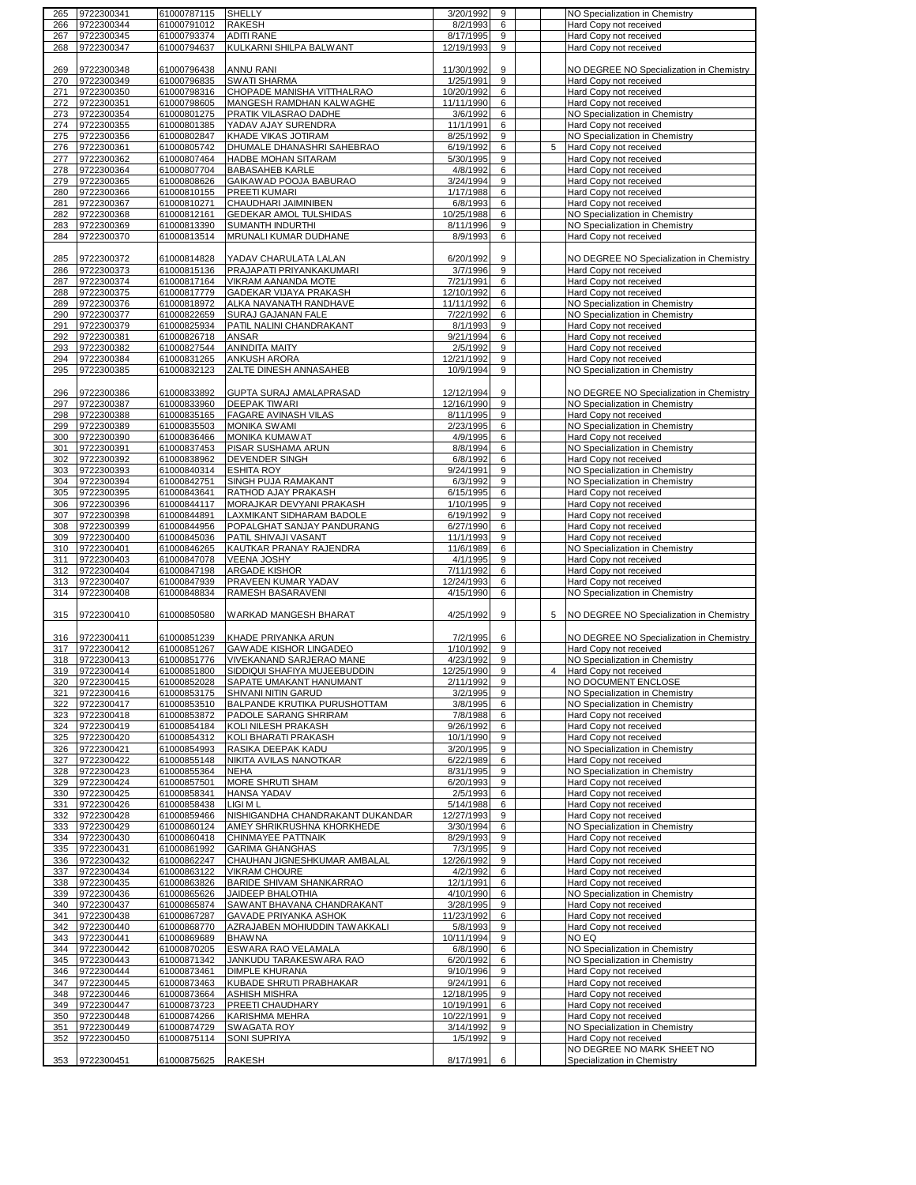| | | | | | | | | |
|---|---|---|---|---|---|---|---|---|
| 265 | 9722300341 | 61000787115 | SHELLY | 3/20/1992 | 9 | | | NO Specialization in Chemistry |
| 266 | 9722300344 | 61000791012 | RAKESH | 8/2/1993 | 6 | | | Hard Copy not received |
| 267 | 9722300345 | 61000793374 | ADITI RANE | 8/17/1995 | 9 | | | Hard Copy not received |
| 268 | 9722300347 | 61000794637 | KULKARNI SHILPA BALWANT | 12/19/1993 | 9 | | | Hard Copy not received |
| 269 | 9722300348 | 61000796438 | ANNU RANI | 11/30/1992 | 9 | | | NO DEGREE NO Specialization in Chemistry |
| 270 | 9722300349 | 61000796835 | SWATI SHARMA | 1/25/1991 | 9 | | | Hard Copy not received |
| 271 | 9722300350 | 61000798316 | CHOPADE MANISHA VITTHALRAO | 10/20/1992 | 6 | | | Hard Copy not received |
| 272 | 9722300351 | 61000798605 | MANGESH RAMDHAN KALWAGHE | 11/11/1990 | 6 | | | Hard Copy not received |
| 273 | 9722300354 | 61000801275 | PRATIK VILASRAO DADHE | 3/6/1992 | 6 | | | NO Specialization in Chemistry |
| 274 | 9722300355 | 61000801385 | YADAV AJAY SURENDRA | 11/1/1991 | 6 | | | Hard Copy not received |
| 275 | 9722300356 | 61000802847 | KHADE VIKAS JOTIRAM | 8/25/1992 | 9 | | | NO Specialization in Chemistry |
| 276 | 9722300361 | 61000805742 | DHUMALE DHANASHRI SAHEBRAO | 6/19/1992 | 6 | | 5 | Hard Copy not received |
| 277 | 9722300362 | 61000807464 | HADBE MOHAN SITARAM | 5/30/1995 | 9 | | | Hard Copy not received |
| 278 | 9722300364 | 61000807704 | BABASAHEB KARLE | 4/8/1992 | 6 | | | Hard Copy not received |
| 279 | 9722300365 | 61000808626 | GAIKAWAD POOJA BABURAO | 3/24/1994 | 9 | | | Hard Copy not received |
| 280 | 9722300366 | 61000810155 | PREETI KUMARI | 1/17/1988 | 6 | | | Hard Copy not received |
| 281 | 9722300367 | 61000810271 | CHAUDHARI JAIMINIBEN | 6/8/1993 | 6 | | | Hard Copy not received |
| 282 | 9722300368 | 61000812161 | GEDEKAR AMOL TULSHIDAS | 10/25/1988 | 6 | | | NO Specialization in Chemistry |
| 283 | 9722300369 | 61000813390 | SUMANTH INDURTHI | 8/11/1996 | 9 | | | NO Specialization in Chemistry |
| 284 | 9722300370 | 61000813514 | MRUNALI KUMAR DUDHANE | 8/9/1993 | 6 | | | Hard Copy not received |
| 285 | 9722300372 | 61000814828 | YADAV CHARULATA LALAN | 6/20/1992 | 9 | | | NO DEGREE NO Specialization in Chemistry |
| 286 | 9722300373 | 61000815136 | PRAJAPATI PRIYANKAKUMARI | 3/7/1996 | 9 | | | Hard Copy not received |
| 287 | 9722300374 | 61000817164 | VIKRAM AANANDA MOTE | 7/21/1991 | 6 | | | Hard Copy not received |
| 288 | 9722300375 | 61000817779 | GADEKAR VIJAYA PRAKASH | 12/10/1992 | 6 | | | Hard Copy not received |
| 289 | 9722300376 | 61000818972 | ALKA NAVANATH RANDHAVE | 11/11/1992 | 6 | | | NO Specialization in Chemistry |
| 290 | 9722300377 | 61000822659 | SURAJ GAJANAN FALE | 7/22/1992 | 6 | | | NO Specialization in Chemistry |
| 291 | 9722300379 | 61000825934 | PATIL NALINI CHANDRAKANT | 8/1/1993 | 9 | | | Hard Copy not received |
| 292 | 9722300381 | 61000826718 | ANSAR | 9/21/1994 | 6 | | | Hard Copy not received |
| 293 | 9722300382 | 61000827544 | ANINDITA MAITY | 2/5/1992 | 9 | | | Hard Copy not received |
| 294 | 9722300384 | 61000831265 | ANKUSH ARORA | 12/21/1992 | 9 | | | Hard Copy not received |
| 295 | 9722300385 | 61000832123 | ZALTE DINESH ANNASAHEB | 10/9/1994 | 9 | | | NO Specialization in Chemistry |
| 296 | 9722300386 | 61000833892 | GUPTA SURAJ AMALAPRASAD | 12/12/1994 | 9 | | | NO DEGREE NO Specialization in Chemistry |
| 297 | 9722300387 | 61000833960 | DEEPAK TIWARI | 12/16/1990 | 9 | | | NO Specialization in Chemistry |
| 298 | 9722300388 | 61000835165 | FAGARE AVINASH VILAS | 8/11/1995 | 9 | | | Hard Copy not received |
| 299 | 9722300389 | 61000835503 | MONIKA SWAMI | 2/23/1995 | 6 | | | NO Specialization in Chemistry |
| 300 | 9722300390 | 61000836466 | MONIKA KUMAWAT | 4/9/1995 | 6 | | | Hard Copy not received |
| 301 | 9722300391 | 61000837453 | PISAR SUSHAMA ARUN | 8/8/1994 | 6 | | | NO Specialization in Chemistry |
| 302 | 9722300392 | 61000838962 | DEVENDER SINGH | 6/8/1992 | 6 | | | Hard Copy not received |
| 303 | 9722300393 | 61000840314 | ESHITA ROY | 9/24/1991 | 9 | | | NO Specialization in Chemistry |
| 304 | 9722300394 | 61000842751 | SINGH PUJA RAMAKANT | 6/3/1992 | 9 | | | NO Specialization in Chemistry |
| 305 | 9722300395 | 61000843641 | RATHOD AJAY PRAKASH | 6/15/1995 | 6 | | | Hard Copy not received |
| 306 | 9722300396 | 61000844117 | MORAJKAR DEVYANI PRAKASH | 1/10/1995 | 9 | | | Hard Copy not received |
| 307 | 9722300398 | 61000844891 | LAXMIKANT SIDHARAM BADOLE | 6/19/1992 | 9 | | | Hard Copy not received |
| 308 | 9722300399 | 61000844956 | POPALGHAT SANJAY PANDURANG | 6/27/1990 | 6 | | | Hard Copy not received |
| 309 | 9722300400 | 61000845036 | PATIL SHIVAJI VASANT | 11/1/1993 | 9 | | | Hard Copy not received |
| 310 | 9722300401 | 61000846265 | KAUTKAR PRANAY RAJENDRA | 11/6/1989 | 6 | | | NO Specialization in Chemistry |
| 311 | 9722300403 | 61000847078 | VEENA JOSHY | 4/1/1995 | 9 | | | Hard Copy not received |
| 312 | 9722300404 | 61000847198 | ARGADE KISHOR | 7/11/1992 | 6 | | | Hard Copy not received |
| 313 | 9722300407 | 61000847939 | PRAVEEN KUMAR YADAV | 12/24/1993 | 6 | | | Hard Copy not received |
| 314 | 9722300408 | 61000848834 | RAMESH BASARAVENI | 4/15/1990 | 6 | | | NO Specialization in Chemistry |
| 315 | 9722300410 | 61000850580 | WARKAD MANGESH BHARAT | 4/25/1992 | 9 | | 5 | NO DEGREE NO Specialization in Chemistry |
| 316 | 9722300411 | 61000851239 | KHADE PRIYANKA ARUN | 7/2/1995 | 6 | | | NO DEGREE NO Specialization in Chemistry |
| 317 | 9722300412 | 61000851267 | GAWADE KISHOR LINGADEO | 1/10/1992 | 9 | | | Hard Copy not received |
| 318 | 9722300413 | 61000851776 | VIVEKANAND SARJERAO MANE | 4/23/1992 | 9 | | | NO Specialization in Chemistry |
| 319 | 9722300414 | 61000851800 | SIDDIQUI SHAFIYA MUJEEBUDDIN | 12/25/1990 | 9 | | 4 | Hard Copy not received |
| 320 | 9722300415 | 61000852028 | SAPATE UMAKANT HANUMANT | 2/11/1992 | 9 | | | NO DOCUMENT ENCLOSE |
| 321 | 9722300416 | 61000853175 | SHIVANI NITIN GARUD | 3/2/1995 | 9 | | | NO Specialization in Chemistry |
| 322 | 9722300417 | 61000853510 | BALPANDE KRUTIKA PURUSHOTTAM | 3/8/1995 | 6 | | | NO Specialization in Chemistry |
| 323 | 9722300418 | 61000853872 | PADOLE SARANG SHRIRAM | 7/8/1988 | 6 | | | Hard Copy not received |
| 324 | 9722300419 | 61000854184 | KOLI NILESH PRAKASH | 9/26/1992 | 6 | | | Hard Copy not received |
| 325 | 9722300420 | 61000854312 | KOLI BHARATI PRAKASH | 10/1/1990 | 9 | | | Hard Copy not received |
| 326 | 9722300421 | 61000854993 | RASIKA DEEPAK KADU | 3/20/1995 | 9 | | | NO Specialization in Chemistry |
| 327 | 9722300422 | 61000855148 | NIKITA AVILAS NANOTKAR | 6/22/1989 | 6 | | | Hard Copy not received |
| 328 | 9722300423 | 61000855364 | NEHA | 8/31/1995 | 9 | | | NO Specialization in Chemistry |
| 329 | 9722300424 | 61000857501 | MORE SHRUTI SHAM | 6/20/1993 | 9 | | | Hard Copy not received |
| 330 | 9722300425 | 61000858341 | HANSA YADAV | 2/5/1993 | 6 | | | Hard Copy not received |
| 331 | 9722300426 | 61000858438 | LIGI M L | 5/14/1988 | 6 | | | Hard Copy not received |
| 332 | 9722300428 | 61000859466 | NISHIGANDHA CHANDRAKANT DUKANDAR | 12/27/1993 | 9 | | | Hard Copy not received |
| 333 | 9722300429 | 61000860124 | AMEY SHRIKRUSHNA KHORKHEDE | 3/30/1994 | 6 | | | NO Specialization in Chemistry |
| 334 | 9722300430 | 61000860418 | CHINMAYEE PATTNAIK | 8/29/1993 | 9 | | | Hard Copy not received |
| 335 | 9722300431 | 61000861992 | GARIMA GHANGHAS | 7/3/1995 | 9 | | | Hard Copy not received |
| 336 | 9722300432 | 61000862247 | CHAUHAN JIGNESHKUMAR AMBALAL | 12/26/1992 | 9 | | | Hard Copy not received |
| 337 | 9722300434 | 61000863122 | VIKRAM CHOURE | 4/2/1992 | 6 | | | Hard Copy not received |
| 338 | 9722300435 | 61000863826 | BARIDE SHIVAM SHANKARRAO | 12/1/1991 | 6 | | | Hard Copy not received |
| 339 | 9722300436 | 61000865626 | JAIDEEP BHALOTHIA | 4/10/1990 | 6 | | | NO Specialization in Chemistry |
| 340 | 9722300437 | 61000865874 | SAWANT BHAVANA CHANDRAKANT | 3/28/1995 | 9 | | | Hard Copy not received |
| 341 | 9722300438 | 61000867287 | GAVADE PRIYANKA ASHOK | 11/23/1992 | 6 | | | Hard Copy not received |
| 342 | 9722300440 | 61000868770 | AZRAJABEN MOHIUDDIN TAWAKKALI | 5/8/1993 | 9 | | | Hard Copy not received |
| 343 | 9722300441 | 61000869689 | BHAWNA | 10/11/1994 | 9 | | | NO EQ |
| 344 | 9722300442 | 61000870205 | ESWARA RAO VELAMALA | 6/8/1990 | 6 | | | NO Specialization in Chemistry |
| 345 | 9722300443 | 61000871342 | JANKUDU TARAKESWARA RAO | 6/20/1992 | 6 | | | NO Specialization in Chemistry |
| 346 | 9722300444 | 61000873461 | DIMPLE KHURANA | 9/10/1996 | 9 | | | Hard Copy not received |
| 347 | 9722300445 | 61000873463 | KUBADE SHRUTI PRABHAKAR | 9/24/1991 | 6 | | | Hard Copy not received |
| 348 | 9722300446 | 61000873664 | ASHISH MISHRA | 12/18/1995 | 9 | | | Hard Copy not received |
| 349 | 9722300447 | 61000873723 | PREETI CHAUDHARY | 10/19/1991 | 6 | | | Hard Copy not received |
| 350 | 9722300448 | 61000874266 | KARISHMA MEHRA | 10/22/1991 | 9 | | | Hard Copy not received |
| 351 | 9722300449 | 61000874729 | SWAGATA ROY | 3/14/1992 | 9 | | | NO Specialization in Chemistry |
| 352 | 9722300450 | 61000875114 | SONI SUPRIYA | 1/5/1992 | 9 | | | Hard Copy not received |
| 353 | 9722300451 | 61000875625 | RAKESH | 8/17/1991 | 6 | | | NO DEGREE NO MARK SHEET NO Specialization in Chemistry |